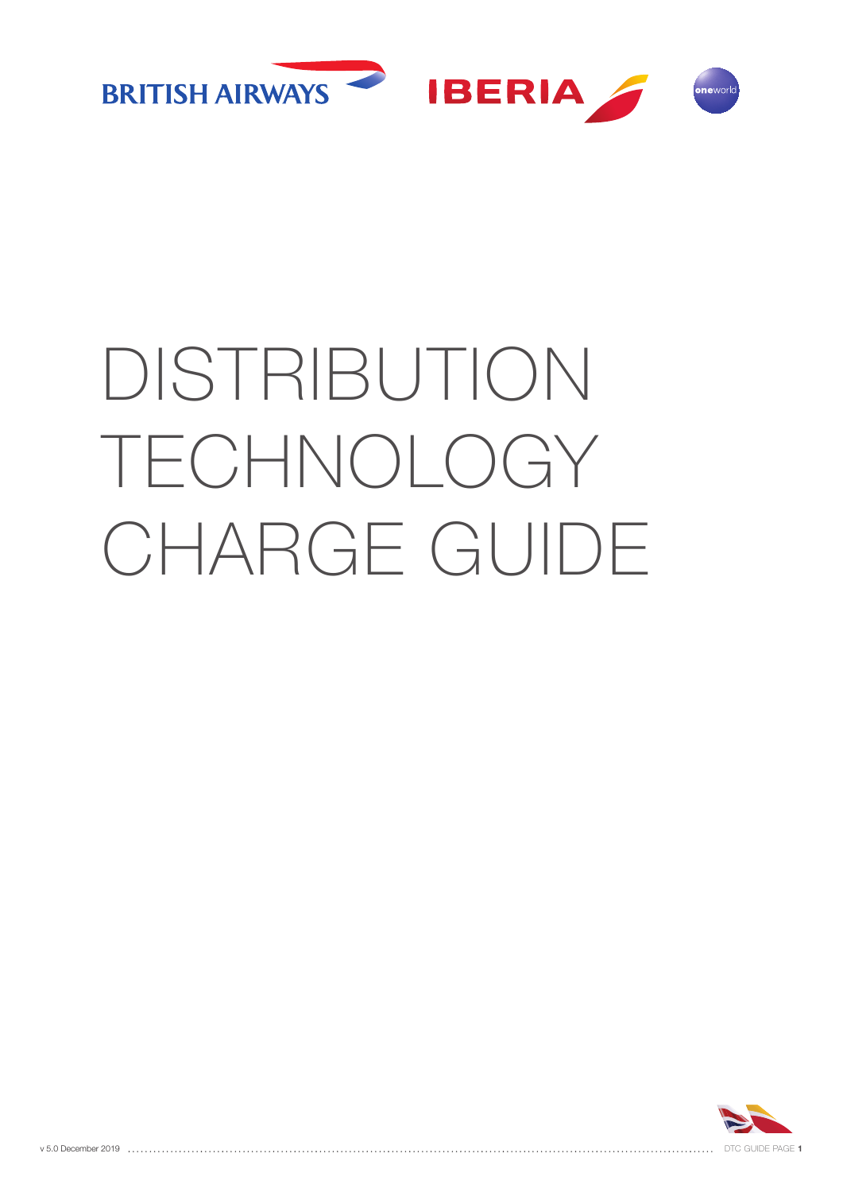# DISTRIBUTION TECHNOLOGY CHARGE GUIDE

v 5.0 December 2019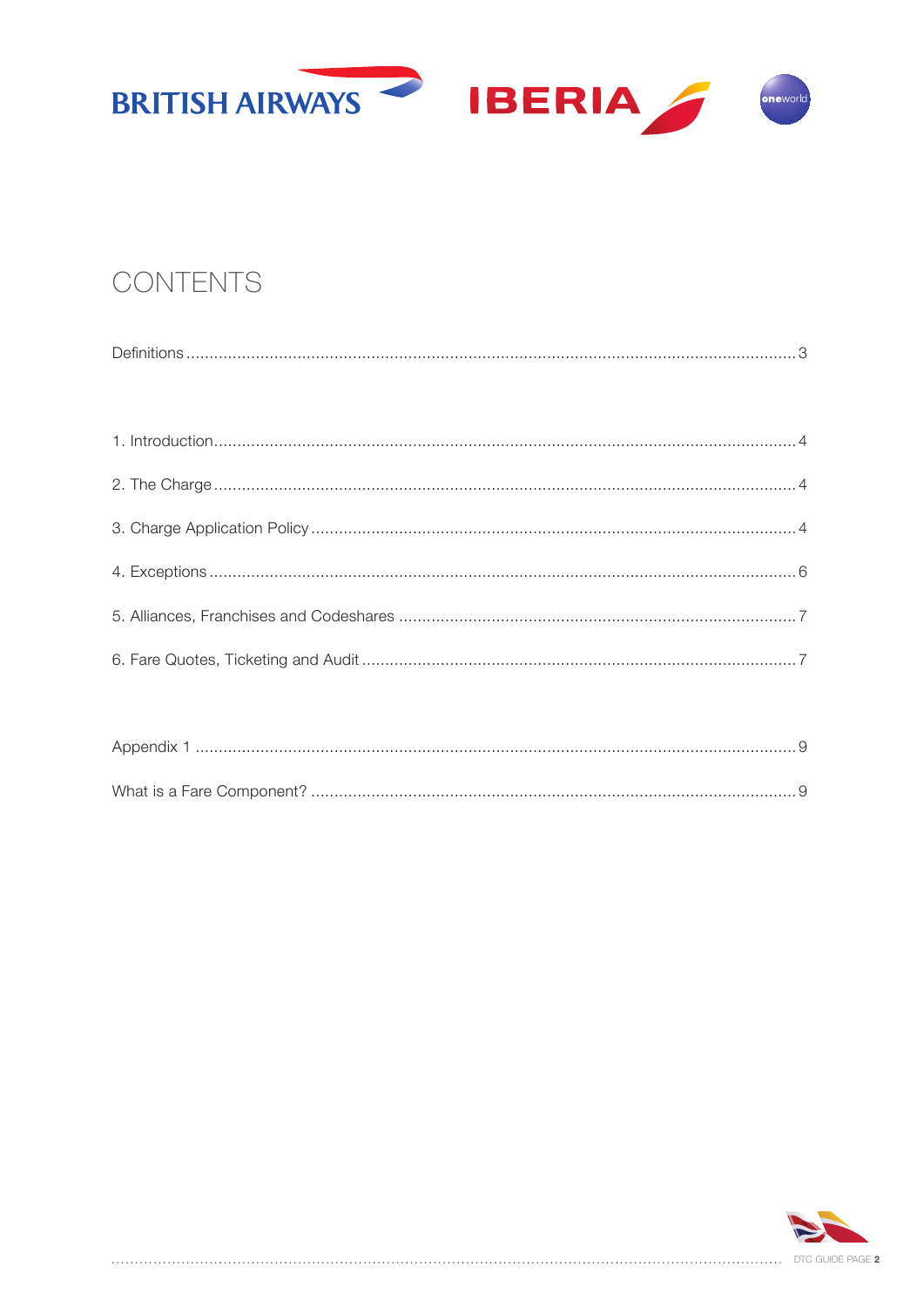# CONTENTS

Definitions .......... 3

1. Introduction .......... 4
2. The Charge .......... 4
3. Charge Application Policy .......... 4
4. Exceptions .......... 6
5. Alliances, Franchises and Codeshares .......... 7
6. Fare Quotes, Ticketing and Audit .......... 7

Appendix 1 .......... 9

What is a Fare Component? .......... 9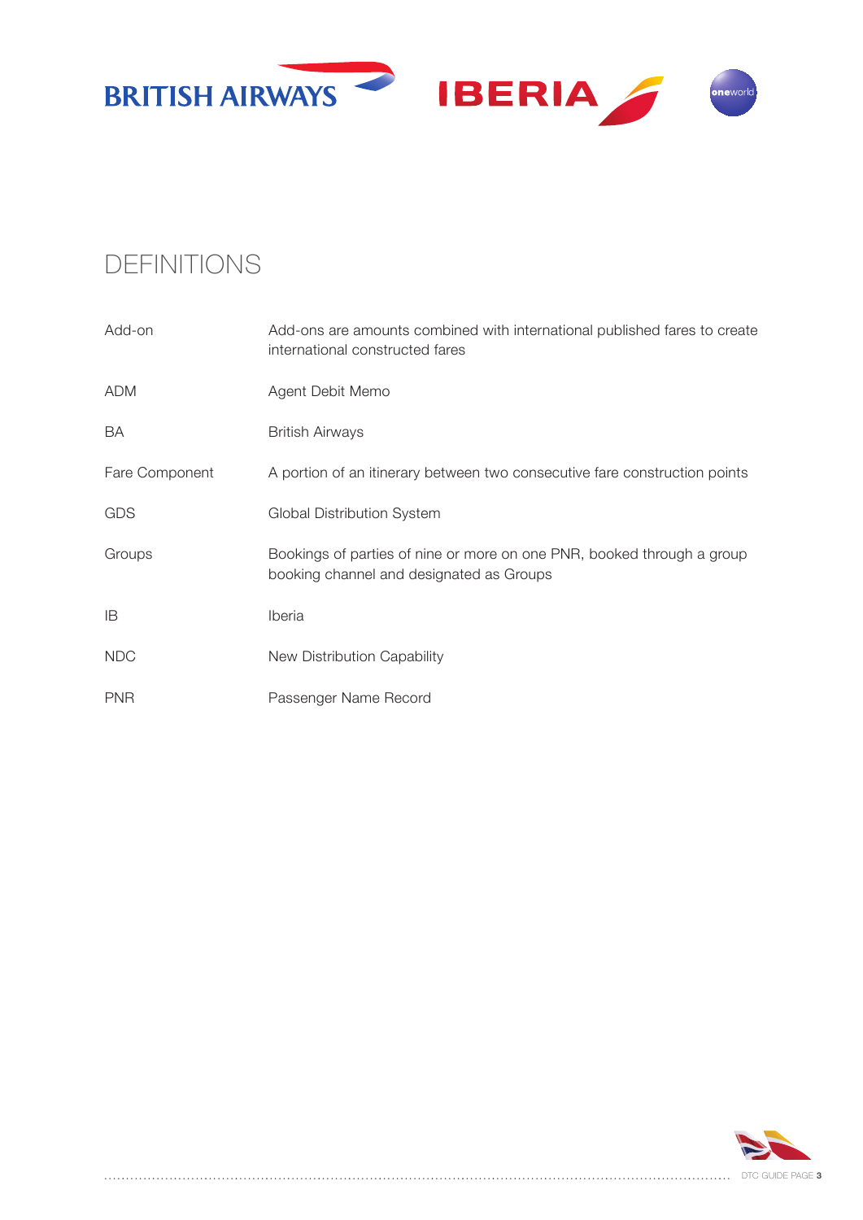# DEFINITIONS

| | |
|---|---|
| Add-on | Add-ons are amounts combined with international published fares to create international constructed fares |
| ADM | Agent Debit Memo |
| BA | British Airways |
| Fare Component | A portion of an itinerary between two consecutive fare construction points |
| GDS | Global Distribution System |
| Groups | Bookings of parties of nine or more on one PNR, booked through a group booking channel and designated as Groups |
| IB | Iberia |
| NDC | New Distribution Capability |
| PNR | Passenger Name Record |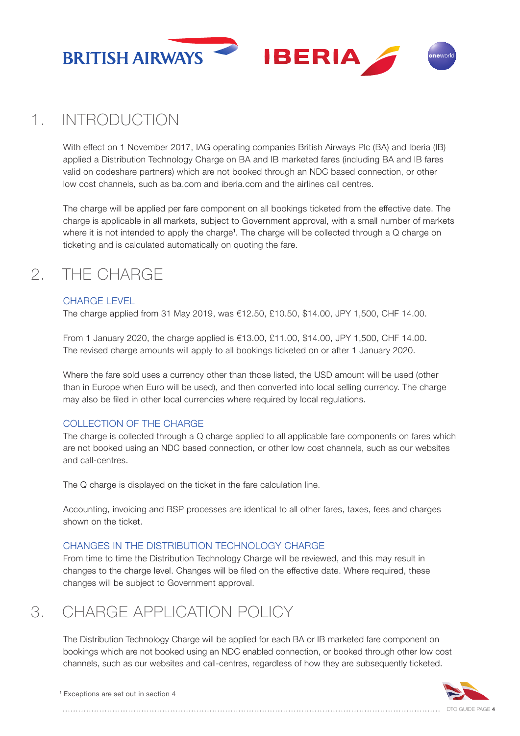# 1. INTRODUCTION

With effect on 1 November 2017, IAG operating companies British Airways Plc (BA) and Iberia (IB) applied a Distribution Technology Charge on BA and IB marketed fares (including BA and IB fares valid on codeshare partners) which are not booked through an NDC based connection, or other low cost channels, such as ba.com and iberia.com and the airlines call centres.

The charge will be applied per fare component on all bookings ticketed from the effective date. The charge is applicable in all markets, subject to Government approval, with a small number of markets where it is not intended to apply the charge[1]. The charge will be collected through a Q charge on ticketing and is calculated automatically on quoting the fare.

# 2. THE CHARGE

### CHARGE LEVEL

The charge applied from 31 May 2019, was €12.50, £10.50, $14.00, JPY 1,500, CHF 14.00.

From 1 January 2020, the charge applied is €13.00, £11.00, $14.00, JPY 1,500, CHF 14.00. The revised charge amounts will apply to all bookings ticketed on or after 1 January 2020.

Where the fare sold uses a currency other than those listed, the USD amount will be used (other than in Europe when Euro will be used), and then converted into local selling currency. The charge may also be filed in other local currencies where required by local regulations.

### COLLECTION OF THE CHARGE

The charge is collected through a Q charge applied to all applicable fare components on fares which are not booked using an NDC based connection, or other low cost channels, such as our websites and call-centres.

The Q charge is displayed on the ticket in the fare calculation line.

Accounting, invoicing and BSP processes are identical to all other fares, taxes, fees and charges shown on the ticket.

### CHANGES IN THE DISTRIBUTION TECHNOLOGY CHARGE

From time to time the Distribution Technology Charge will be reviewed, and this may result in changes to the charge level. Changes will be filed on the effective date. Where required, these changes will be subject to Government approval.

# 3. CHARGE APPLICATION POLICY

The Distribution Technology Charge will be applied for each BA or IB marketed fare component on bookings which are not booked using an NDC enabled connection, or booked through other low cost channels, such as our websites and call-centres, regardless of how they are subsequently ticketed.

[1] Exceptions are set out in section 4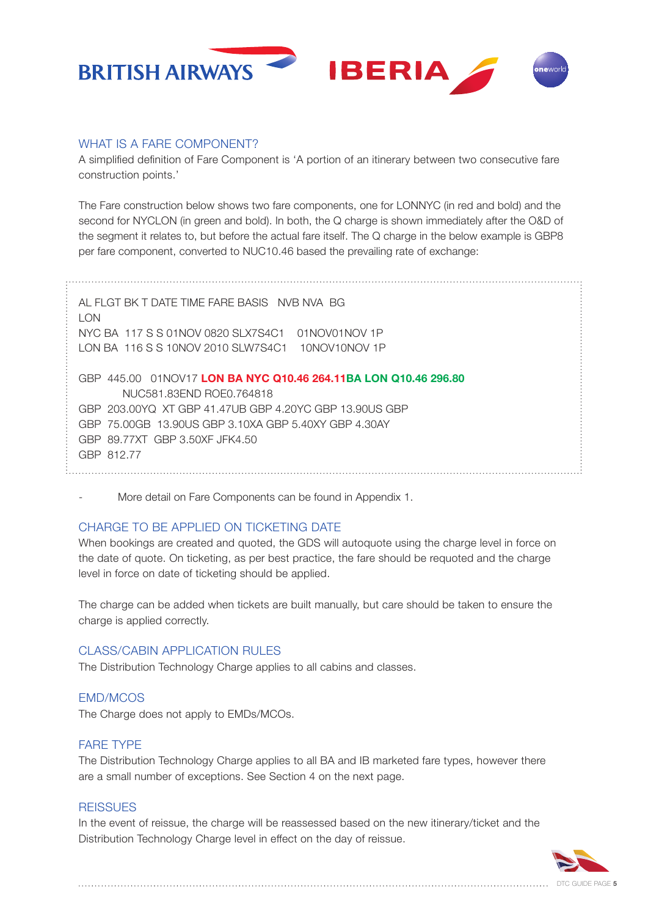## WHAT IS A FARE COMPONENT?

A simplified definition of Fare Component is 'A portion of an itinerary between two consecutive fare construction points.'

The Fare construction below shows two fare components, one for LONNYC (in red and bold) and the second for NYCLON (in green and bold). In both, the Q charge is shown immediately after the O&D of the segment it relates to, but before the actual fare itself. The Q charge in the below example is GBP8 per fare component, converted to NUC10.46 based the prevailing rate of exchange:

```
AL FLGT BK T DATE TIME FARE BASIS   NVB NVA  BG
LON
NYC BA  117 S S 01NOV 0820 SLX7S4C1    01NOV01NOV 1P
LON BA  116 S S 10NOV 2010 SLW7S4C1    10NOV10NOV 1P

GBP  445.00   01NOV17 LON BA NYC Q10.46 264.11BA LON Q10.46 296.80
          NUC581.83END ROE0.764818
GBP  203.00YQ  XT GBP 41.47UB GBP 4.20YC GBP 13.90US GBP
GBP  75.00GB  13.90US GBP 3.10XA GBP 5.40XY GBP 4.30AY
GBP  89.77XT  GBP 3.50XF JFK4.50
GBP  812.77
```

- More detail on Fare Components can be found in Appendix 1.

## CHARGE TO BE APPLIED ON TICKETING DATE

When bookings are created and quoted, the GDS will autoquote using the charge level in force on the date of quote. On ticketing, as per best practice, the fare should be requoted and the charge level in force on date of ticketing should be applied.

The charge can be added when tickets are built manually, but care should be taken to ensure the charge is applied correctly.

## CLASS/CABIN APPLICATION RULES

The Distribution Technology Charge applies to all cabins and classes.

## EMD/MCOS

The Charge does not apply to EMDs/MCOs.

## FARE TYPE

The Distribution Technology Charge applies to all BA and IB marketed fare types, however there are a small number of exceptions. See Section 4 on the next page.

## REISSUES

In the event of reissue, the charge will be reassessed based on the new itinerary/ticket and the Distribution Technology Charge level in effect on the day of reissue.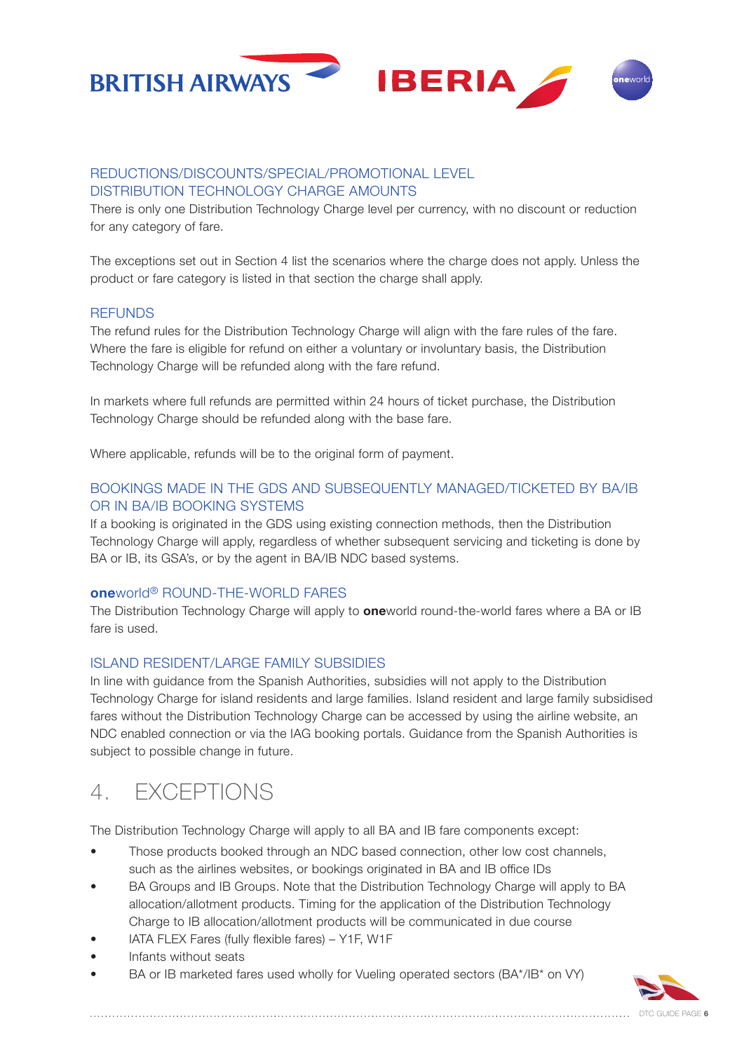### REDUCTIONS/DISCOUNTS/SPECIAL/PROMOTIONAL LEVEL DISTRIBUTION TECHNOLOGY CHARGE AMOUNTS

There is only one Distribution Technology Charge level per currency, with no discount or reduction for any category of fare.

The exceptions set out in Section 4 list the scenarios where the charge does not apply. Unless the product or fare category is listed in that section the charge shall apply.

### REFUNDS

The refund rules for the Distribution Technology Charge will align with the fare rules of the fare. Where the fare is eligible for refund on either a voluntary or involuntary basis, the Distribution Technology Charge will be refunded along with the fare refund.

In markets where full refunds are permitted within 24 hours of ticket purchase, the Distribution Technology Charge should be refunded along with the base fare.

Where applicable, refunds will be to the original form of payment.

### BOOKINGS MADE IN THE GDS AND SUBSEQUENTLY MANAGED/TICKETED BY BA/IB OR IN BA/IB BOOKING SYSTEMS

If a booking is originated in the GDS using existing connection methods, then the Distribution Technology Charge will apply, regardless of whether subsequent servicing and ticketing is done by BA or IB, its GSA's, or by the agent in BA/IB NDC based systems.

### **one**world® ROUND-THE-WORLD FARES

The Distribution Technology Charge will apply to **one**world round-the-world fares where a BA or IB fare is used.

### ISLAND RESIDENT/LARGE FAMILY SUBSIDIES

In line with guidance from the Spanish Authorities, subsidies will not apply to the Distribution Technology Charge for island residents and large families. Island resident and large family subsidised fares without the Distribution Technology Charge can be accessed by using the airline website, an NDC enabled connection or via the IAG booking portals. Guidance from the Spanish Authorities is subject to possible change in future.

## 4. EXCEPTIONS

The Distribution Technology Charge will apply to all BA and IB fare components except:

- Those products booked through an NDC based connection, other low cost channels, such as the airlines websites, or bookings originated in BA and IB office IDs
- BA Groups and IB Groups. Note that the Distribution Technology Charge will apply to BA allocation/allotment products. Timing for the application of the Distribution Technology Charge to IB allocation/allotment products will be communicated in due course
- IATA FLEX Fares (fully flexible fares) – Y1F, W1F
- Infants without seats
- BA or IB marketed fares used wholly for Vueling operated sectors (BA*/IB* on VY)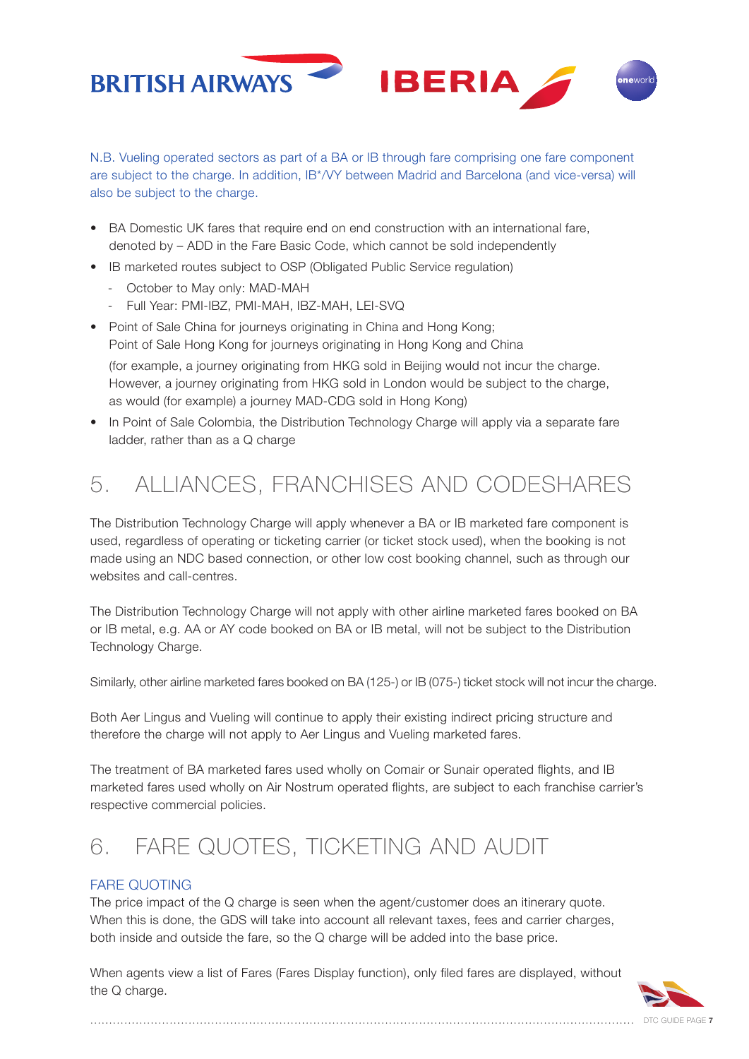N.B. Vueling operated sectors as part of a BA or IB through fare comprising one fare component are subject to the charge. In addition, IB*/VY between Madrid and Barcelona (and vice-versa) will also be subject to the charge.

- BA Domestic UK fares that require end on end construction with an international fare, denoted by – ADD in the Fare Basic Code, which cannot be sold independently
- IB marketed routes subject to OSP (Obligated Public Service regulation)
  - October to May only: MAD-MAH
  - Full Year: PMI-IBZ, PMI-MAH, IBZ-MAH, LEI-SVQ
- Point of Sale China for journeys originating in China and Hong Kong; Point of Sale Hong Kong for journeys originating in Hong Kong and China

  (for example, a journey originating from HKG sold in Beijing would not incur the charge. However, a journey originating from HKG sold in London would be subject to the charge, as would (for example) a journey MAD-CDG sold in Hong Kong)
- In Point of Sale Colombia, the Distribution Technology Charge will apply via a separate fare ladder, rather than as a Q charge

# 5. ALLIANCES, FRANCHISES AND CODESHARES

The Distribution Technology Charge will apply whenever a BA or IB marketed fare component is used, regardless of operating or ticketing carrier (or ticket stock used), when the booking is not made using an NDC based connection, or other low cost booking channel, such as through our websites and call-centres.

The Distribution Technology Charge will not apply with other airline marketed fares booked on BA or IB metal, e.g. AA or AY code booked on BA or IB metal, will not be subject to the Distribution Technology Charge.

Similarly, other airline marketed fares booked on BA (125-) or IB (075-) ticket stock will not incur the charge.

Both Aer Lingus and Vueling will continue to apply their existing indirect pricing structure and therefore the charge will not apply to Aer Lingus and Vueling marketed fares.

The treatment of BA marketed fares used wholly on Comair or Sunair operated flights, and IB marketed fares used wholly on Air Nostrum operated flights, are subject to each franchise carrier's respective commercial policies.

# 6. FARE QUOTES, TICKETING AND AUDIT

## FARE QUOTING

The price impact of the Q charge is seen when the agent/customer does an itinerary quote. When this is done, the GDS will take into account all relevant taxes, fees and carrier charges, both inside and outside the fare, so the Q charge will be added into the base price.

When agents view a list of Fares (Fares Display function), only filed fares are displayed, without the Q charge.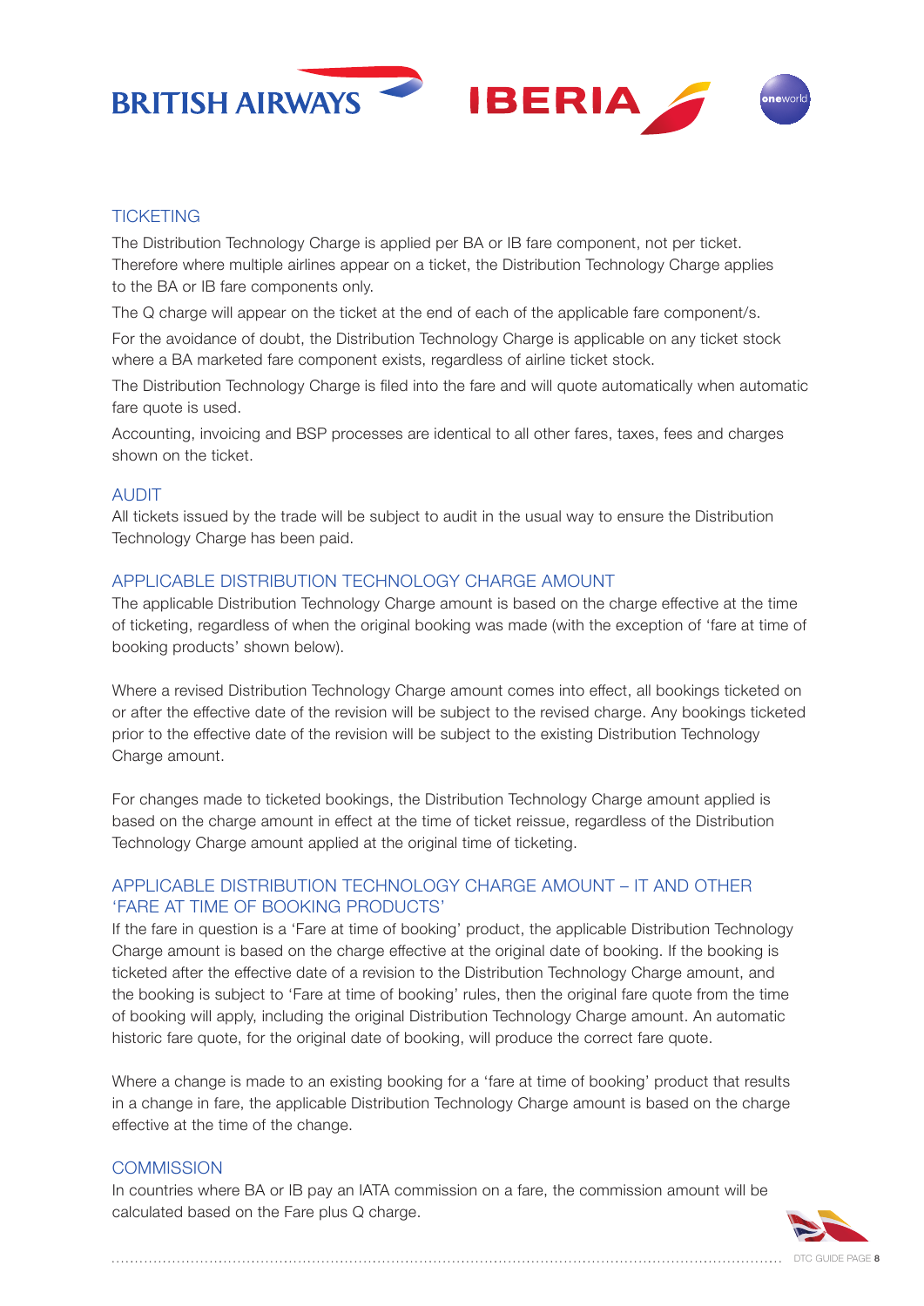## TICKETING

The Distribution Technology Charge is applied per BA or IB fare component, not per ticket. Therefore where multiple airlines appear on a ticket, the Distribution Technology Charge applies to the BA or IB fare components only.

The Q charge will appear on the ticket at the end of each of the applicable fare component/s.

For the avoidance of doubt, the Distribution Technology Charge is applicable on any ticket stock where a BA marketed fare component exists, regardless of airline ticket stock.

The Distribution Technology Charge is filed into the fare and will quote automatically when automatic fare quote is used.

Accounting, invoicing and BSP processes are identical to all other fares, taxes, fees and charges shown on the ticket.

## AUDIT

All tickets issued by the trade will be subject to audit in the usual way to ensure the Distribution Technology Charge has been paid.

## APPLICABLE DISTRIBUTION TECHNOLOGY CHARGE AMOUNT

The applicable Distribution Technology Charge amount is based on the charge effective at the time of ticketing, regardless of when the original booking was made (with the exception of 'fare at time of booking products' shown below).

Where a revised Distribution Technology Charge amount comes into effect, all bookings ticketed on or after the effective date of the revision will be subject to the revised charge. Any bookings ticketed prior to the effective date of the revision will be subject to the existing Distribution Technology Charge amount.

For changes made to ticketed bookings, the Distribution Technology Charge amount applied is based on the charge amount in effect at the time of ticket reissue, regardless of the Distribution Technology Charge amount applied at the original time of ticketing.

## APPLICABLE DISTRIBUTION TECHNOLOGY CHARGE AMOUNT – IT AND OTHER 'FARE AT TIME OF BOOKING PRODUCTS'

If the fare in question is a 'Fare at time of booking' product, the applicable Distribution Technology Charge amount is based on the charge effective at the original date of booking. If the booking is ticketed after the effective date of a revision to the Distribution Technology Charge amount, and the booking is subject to 'Fare at time of booking' rules, then the original fare quote from the time of booking will apply, including the original Distribution Technology Charge amount. An automatic historic fare quote, for the original date of booking, will produce the correct fare quote.

Where a change is made to an existing booking for a 'fare at time of booking' product that results in a change in fare, the applicable Distribution Technology Charge amount is based on the charge effective at the time of the change.

## COMMISSION

In countries where BA or IB pay an IATA commission on a fare, the commission amount will be calculated based on the Fare plus Q charge.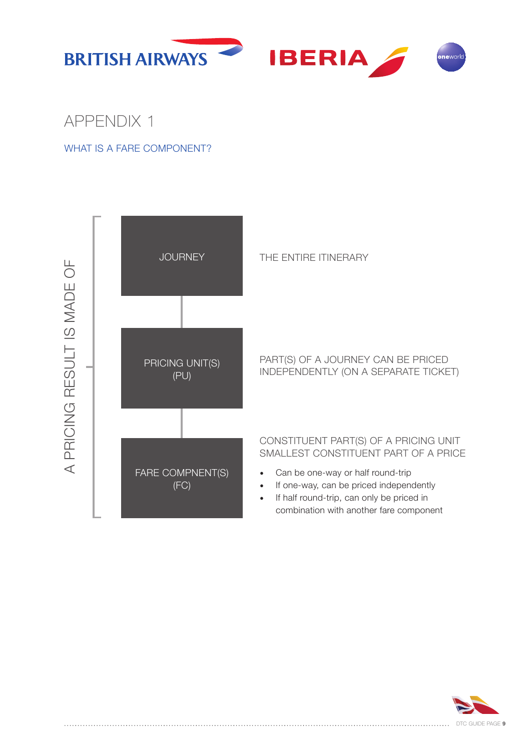# APPENDIX 1

## WHAT IS A FARE COMPONENT?

A PRICING RESULT IS MADE OF

**JOURNEY**

THE ENTIRE ITINERARY

**PRICING UNIT(S) (PU)**

PART(S) OF A JOURNEY CAN BE PRICED INDEPENDENTLY (ON A SEPARATE TICKET)

**FARE COMPNENT(S) (FC)**

CONSTITUENT PART(S) OF A PRICING UNIT
SMALLEST CONSTITUENT PART OF A PRICE

- Can be one-way or half round-trip
- If one-way, can be priced independently
- If half round-trip, can only be priced in combination with another fare component